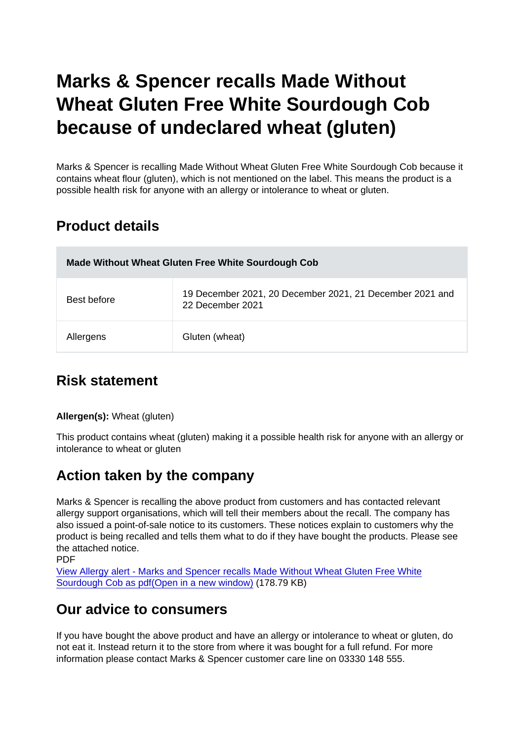# Marks & Spencer recalls Made Without Wheat Gluten Free White Sourdough Cob because of undeclared wheat (gluten)

Marks & Spencer is recalling Made Without Wheat Gluten Free White Sourdough Cob because it contains wheat flour (gluten), which is not mentioned on the label. This means the product is a possible health risk for anyone with an allergy or intolerance to wheat or gluten.

## Product details

| Made Without Wheat Gluten Free White Sourdough Cob | |
|---|---|
| Best before | 19 December 2021, 20 December 2021, 21 December 2021 and 22 December 2021 |
| Allergens | Gluten (wheat) |

## Risk statement

**Allergen(s):** Wheat (gluten)

This product contains wheat (gluten) making it a possible health risk for anyone with an allergy or intolerance to wheat or gluten

## Action taken by the company

Marks & Spencer is recalling the above product from customers and has contacted relevant allergy support organisations, which will tell their members about the recall. The company has also issued a point-of-sale notice to its customers. These notices explain to customers why the product is being recalled and tells them what to do if they have bought the products. Please see the attached notice.
PDF
View Allergy alert - Marks and Spencer recalls Made Without Wheat Gluten Free White Sourdough Cob as pdf(Open in a new window) (178.79 KB)

## Our advice to consumers

If you have bought the above product and have an allergy or intolerance to wheat or gluten, do not eat it. Instead return it to the store from where it was bought for a full refund. For more information please contact Marks & Spencer customer care line on 03330 148 555.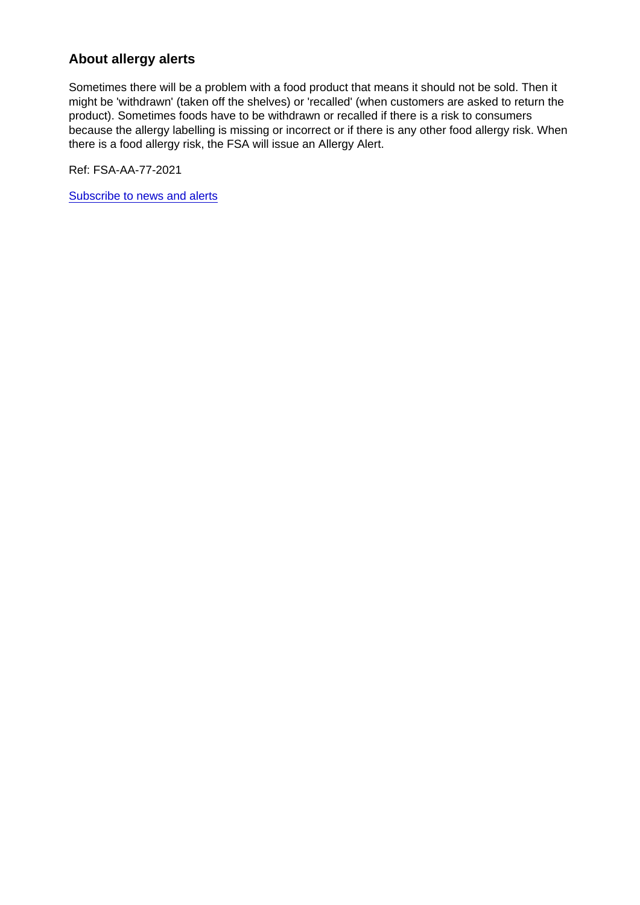## About allergy alerts

Sometimes there will be a problem with a food product that means it should not be sold. Then it might be 'withdrawn' (taken off the shelves) or 'recalled' (when customers are asked to return the product). Sometimes foods have to be withdrawn or recalled if there is a risk to consumers because the allergy labelling is missing or incorrect or if there is any other food allergy risk. When there is a food allergy risk, the FSA will issue an Allergy Alert.

Ref: FSA-AA-77-2021

Subscribe to news and alerts